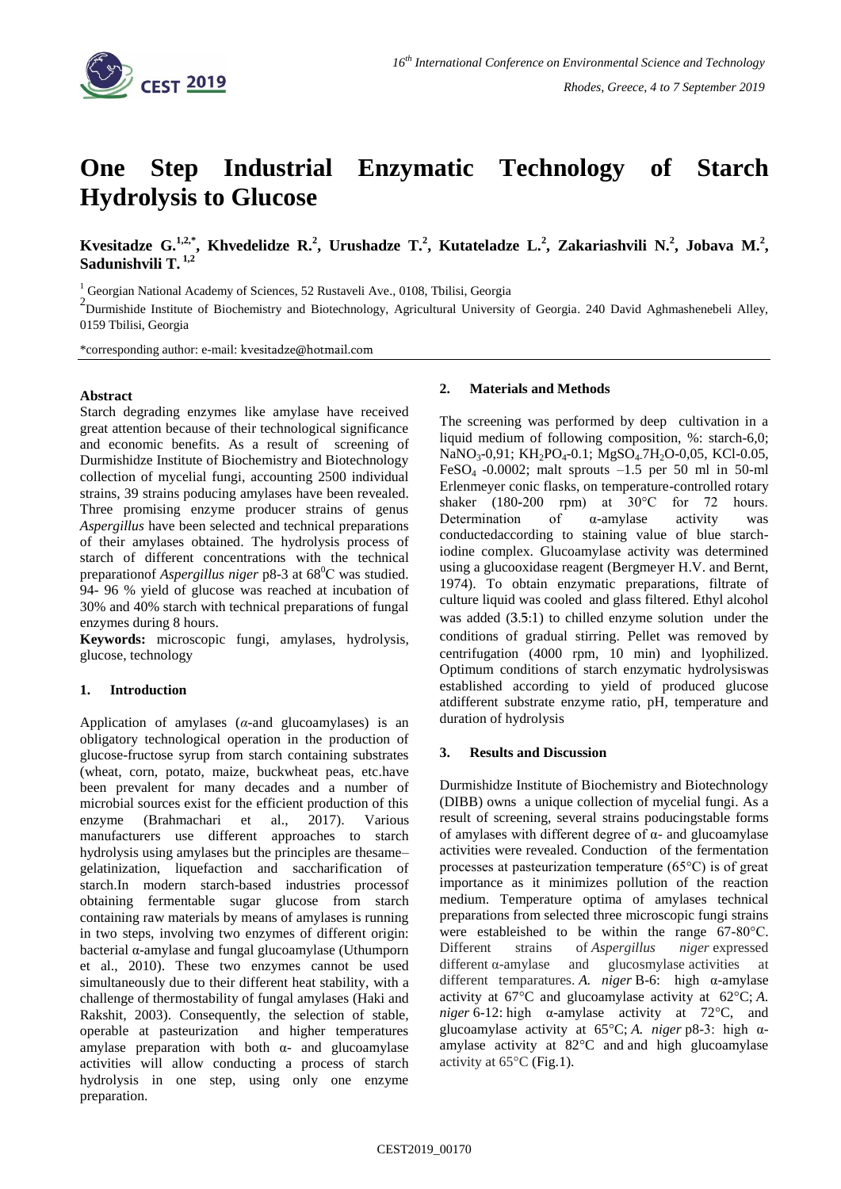# One Step Industrial Enzymatic Technology of Starch Hydrolysis to Glucose

**Kvesitadze G.[1,2,*], Khvedelidze R.[2], Urushadze T.[2], Kutateladze L.[2], Zakariashvili N.[2], Jobava M.[2], Sadunishvili T.[1,2]**

[1] Georgian National Academy of Sciences, 52 Rustaveli Ave., 0108, Tbilisi, Georgia

[2] Durmishide Institute of Biochemistry and Biotechnology, Agricultural University of Georgia. 240 David Aghmashenebeli Alley, 0159 Tbilisi, Georgia

*corresponding author: e-mail: kvesitadze@hotmail.com

**Abstract**

Starch degrading enzymes like amylase have received great attention because of their technological significance and economic benefits. As a result of screening of Durmishidze Institute of Biochemistry and Biotechnology collection of mycelial fungi, accounting 2500 individual strains, 39 strains poducing amylases have been revealed. Three promising enzyme producer strains of genus *Aspergillus* have been selected and technical preparations of their amylases obtained. The hydrolysis process of starch of different concentrations with the technical preparationof *Aspergillus niger* p8-3 at 68$^0$C was studied. 94- 96 % yield of glucose was reached at incubation of 30% and 40% starch with technical preparations of fungal enzymes during 8 hours.

**Keywords:** microscopic fungi, amylases, hydrolysis, glucose, technology

## 1. Introduction

Application of amylases (*α*-and glucoamylases) is an obligatory technological operation in the production of glucose-fructose syrup from starch containing substrates (wheat, corn, potato, maize, buckwheat peas, etc.have been prevalent for many decades and a number of microbial sources exist for the efficient production of this enzyme (Brahmachari et al., 2017). Various manufacturers use different approaches to starch hydrolysis using amylases but the principles are thesame– gelatinization, liquefaction and saccharification of starch.In modern starch-based industries processof obtaining fermentable sugar glucose from starch containing raw materials by means of amylases is running in two steps, involving two enzymes of different origin: bacterial α-amylase and fungal glucoamylase (Uthumporn et al., 2010). These two enzymes cannot be used simultaneously due to their different heat stability, with a challenge of thermostability of fungal amylases (Haki and Rakshit, 2003). Consequently, the selection of stable, operable at pasteurization and higher temperatures amylase preparation with both α- and glucoamylase activities will allow conducting a process of starch hydrolysis in one step, using only one enzyme preparation.

## 2. Materials and Methods

The screening was performed by deep cultivation in a liquid medium of following composition, %: starch-6,0; $NaNO_3$-0,91; $KH_2PO_4$-0.1; $MgSO_4.7H_2O$-0,05, KCl-0.05, $FeSO_4$ -0.0002; malt sprouts –1.5 per 50 ml in 50-ml Erlenmeyer conic flasks, on temperature-controlled rotary shaker (180-200 rpm) at 30°C for 72 hours. Determination of α-amylase activity was conductedaccording to staining value of blue starch-iodine complex. Glucoamylase activity was determined using a glucooxidase reagent (Bergmeyer H.V. and Bernt, 1974). To obtain enzymatic preparations, filtrate of culture liquid was cooled and glass filtered. Ethyl alcohol was added (3.5:1) to chilled enzyme solution under the conditions of gradual stirring. Pellet was removed by centrifugation (4000 rpm, 10 min) and lyophilized. Optimum conditions of starch enzymatic hydrolysiswas established according to yield of produced glucose atdifferent substrate enzyme ratio, pH, temperature and duration of hydrolysis

## 3. Results and Discussion

Durmishidze Institute of Biochemistry and Biotechnology (DIBB) owns a unique collection of mycelial fungi. As a result of screening, several strains poducingstable forms of amylases with different degree of α- and glucoamylase activities were revealed. Conduction of the fermentation processes at pasteurization temperature (65°C) is of great importance as it minimizes pollution of the reaction medium. Temperature optima of amylases technical preparations from selected three microscopic fungi strains were estableished to be within the range 67-80°C. Different strains of *Aspergillus niger* expressed different α-amylase and glucosmylase activities at different temparatures. *A. niger* B-6: high α-amylase activity at 67°C and glucoamylase activity at 62°C; *A. niger* 6-12: high α-amylase activity at 72°C, and glucoamylase activity at 65°C; *A. niger* p8-3: high α-amylase activity at 82°C and and high glucoamylase activity at 65°C (Fig.1).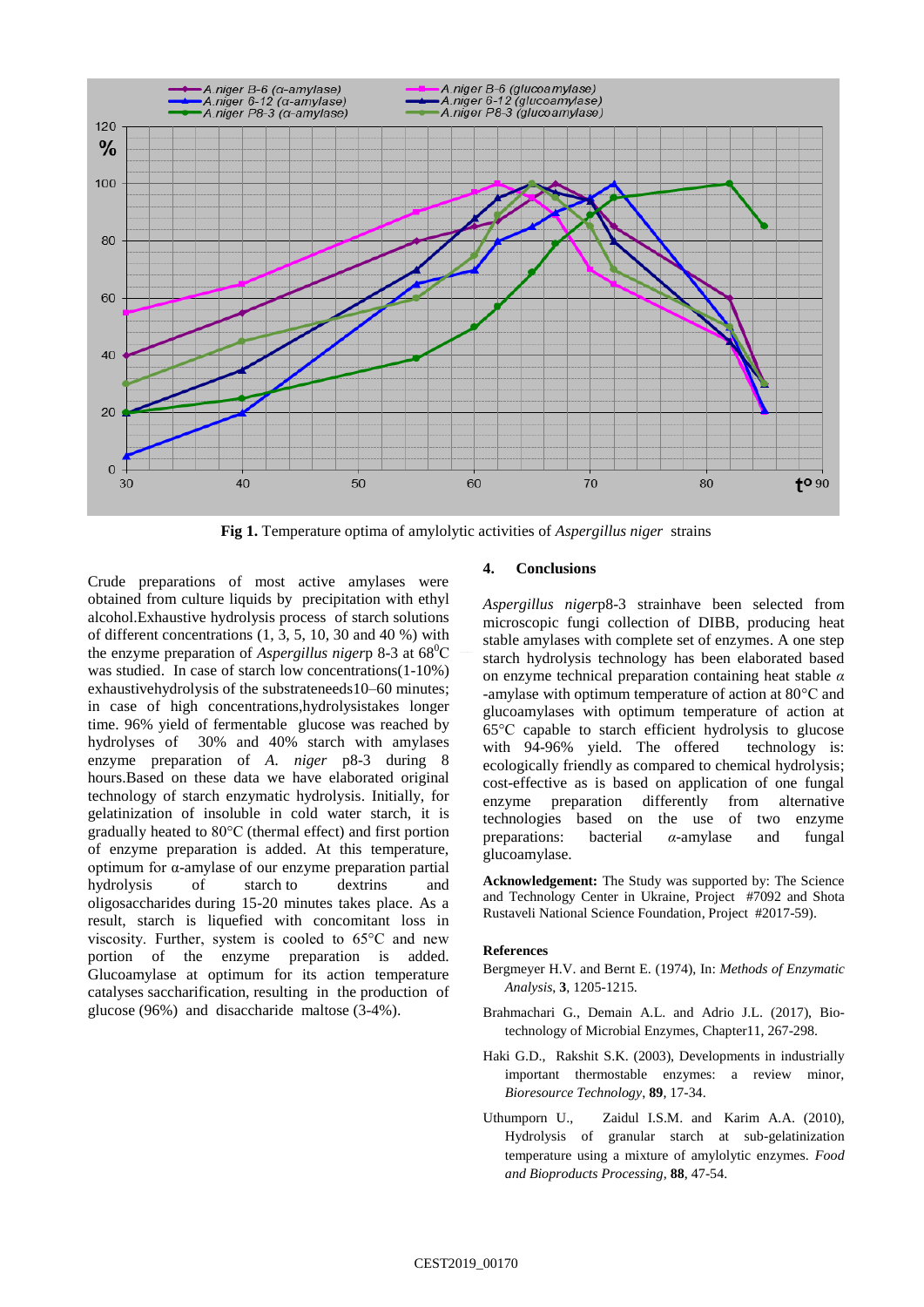A.niger B-6 (α-amylase)
A.niger 6-12 (α-amylase)
A.niger P8-3 (α-amylase)
A.niger B-6 (glucoamylase)
A.niger 6-12 (glucoamylase)
A.niger P8-3 (glucoamylase)

%

120
100
80
60
40
20
0

30 40 50 60 70 80 t° 90

**Fig 1.** Temperature optima of amylolytic activities of *Aspergillus niger* strains

Crude preparations of most active amylases were obtained from culture liquids by precipitation with ethyl alcohol.Exhaustive hydrolysis process of starch solutions of different concentrations (1, 3, 5, 10, 30 and 40 %) with the enzyme preparation of *Aspergillus niger*p 8-3 at $68^0$C was studied. In case of starch low concentrations(1-10%) exhaustivehydrolysis of the substrateneeds10–60 minutes; in case of high concentrations,hydrolysistakes longer time. 96% yield of fermentable glucose was reached by hydrolyses of 30% and 40% starch with amylases enzyme preparation of *A. niger* p8-3 during 8 hours.Based on these data we have elaborated original technology of starch enzymatic hydrolysis. Initially, for gelatinization of insoluble in cold water starch, it is gradually heated to 80°C (thermal effect) and first portion of enzyme preparation is added. At this temperature, optimum for α-amylase of our enzyme preparation partial hydrolysis of starch to dextrins and oligosaccharides during 15-20 minutes takes place. As a result, starch is liquefied with concomitant loss in viscosity. Further, system is cooled to 65°C and new portion of the enzyme preparation is added. Glucoamylase at optimum for its action temperature catalyses saccharification, resulting in the production of glucose (96%) and disaccharide maltose (3-4%).

## 4. Conclusions

*Aspergillus niger*p8-3 strainhave been selected from microscopic fungi collection of DIBB, producing heat stable amylases with complete set of enzymes. A one step starch hydrolysis technology has been elaborated based on enzyme technical preparation containing heat stable *α* -amylase with optimum temperature of action at 80°C and glucoamylases with optimum temperature of action at 65°C capable to starch efficient hydrolysis to glucose with 94-96% yield. The offered technology is: ecologically friendly as compared to chemical hydrolysis; cost-effective as is based on application of one fungal enzyme preparation differently from alternative technologies based on the use of two enzyme preparations: bacterial *α*-amylase and fungal glucoamylase.

**Acknowledgement:** The Study was supported by: The Science and Technology Center in Ukraine, Project #7092 and Shota Rustaveli National Science Foundation, Project #2017-59).

### References

Bergmeyer H.V. and Bernt E. (1974), In: *Methods of Enzymatic Analysis*, **3**, 1205-1215.

Brahmachari G., Demain A.L. and Adrio J.L. (2017), Bio-technology of Microbial Enzymes, Chapter11, 267-298.

Haki G.D., Rakshit S.K. (2003), Developments in industrially important thermostable enzymes: a review minor, *Bioresource Technology*, **89**, 17-34.

Uthumporn U., Zaidul I.S.M. and Karim A.A. (2010), Hydrolysis of granular starch at sub-gelatinization temperature using a mixture of amylolytic enzymes. *Food and Bioproducts Processing*, **88**, 47-54.